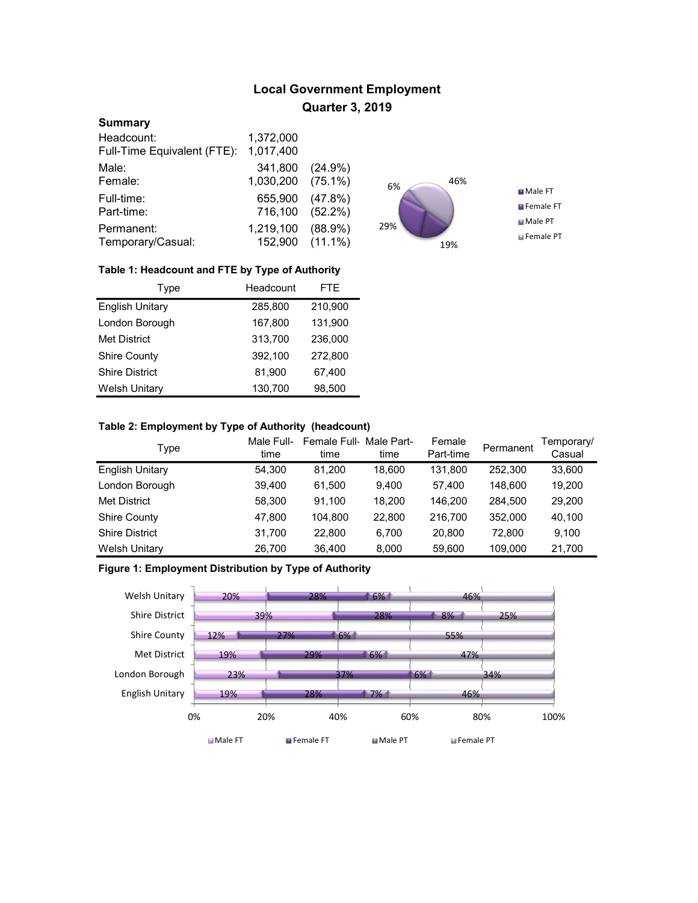# Local Government Employment
## Quarter 3, 2019

### Summary

| | | |
|---|---|---|
| Headcount: | 1,372,000 | |
| Full-Time Equivalent (FTE): | 1,017,400 | |
| Male: | 341,800 | (24.9%) |
| Female: | 1,030,200 | (75.1%) |
| Full-time: | 655,900 | (47.8%) |
| Part-time: | 716,100 | (52.2%) |
| Permanent: | 1,219,100 | (88.9%) |
| Temporary/Casual: | 152,900 | (11.1%) |

**Table 1: Headcount and FTE by Type of Authority**

| Type | Headcount | FTE |
|---|---|---|
| English Unitary | 285,800 | 210,900 |
| London Borough | 167,800 | 131,900 |
| Met District | 313,700 | 236,000 |
| Shire County | 392,100 | 272,800 |
| Shire District | 81,900 | 67,400 |
| Welsh Unitary | 130,700 | 98,500 |

**Table 2: Employment by Type of Authority (headcount)**

| Type | Male Full-time | Female Full-time | Male Part-time | Female Part-time | Permanent | Temporary/ Casual |
|---|---|---|---|---|---|---|
| English Unitary | 54,300 | 81,200 | 18,600 | 131,800 | 252,300 | 33,600 |
| London Borough | 39,400 | 61,500 | 9,400 | 57,400 | 148,600 | 19,200 |
| Met District | 58,300 | 91,100 | 18,200 | 146,200 | 284,500 | 29,200 |
| Shire County | 47,800 | 104,800 | 22,800 | 216,700 | 352,000 | 40,100 |
| Shire District | 31,700 | 22,800 | 6,700 | 20,800 | 72,800 | 9,100 |
| Welsh Unitary | 26,700 | 36,400 | 8,000 | 59,600 | 109,000 | 21,700 |

**Figure 1: Employment Distribution by Type of Authority**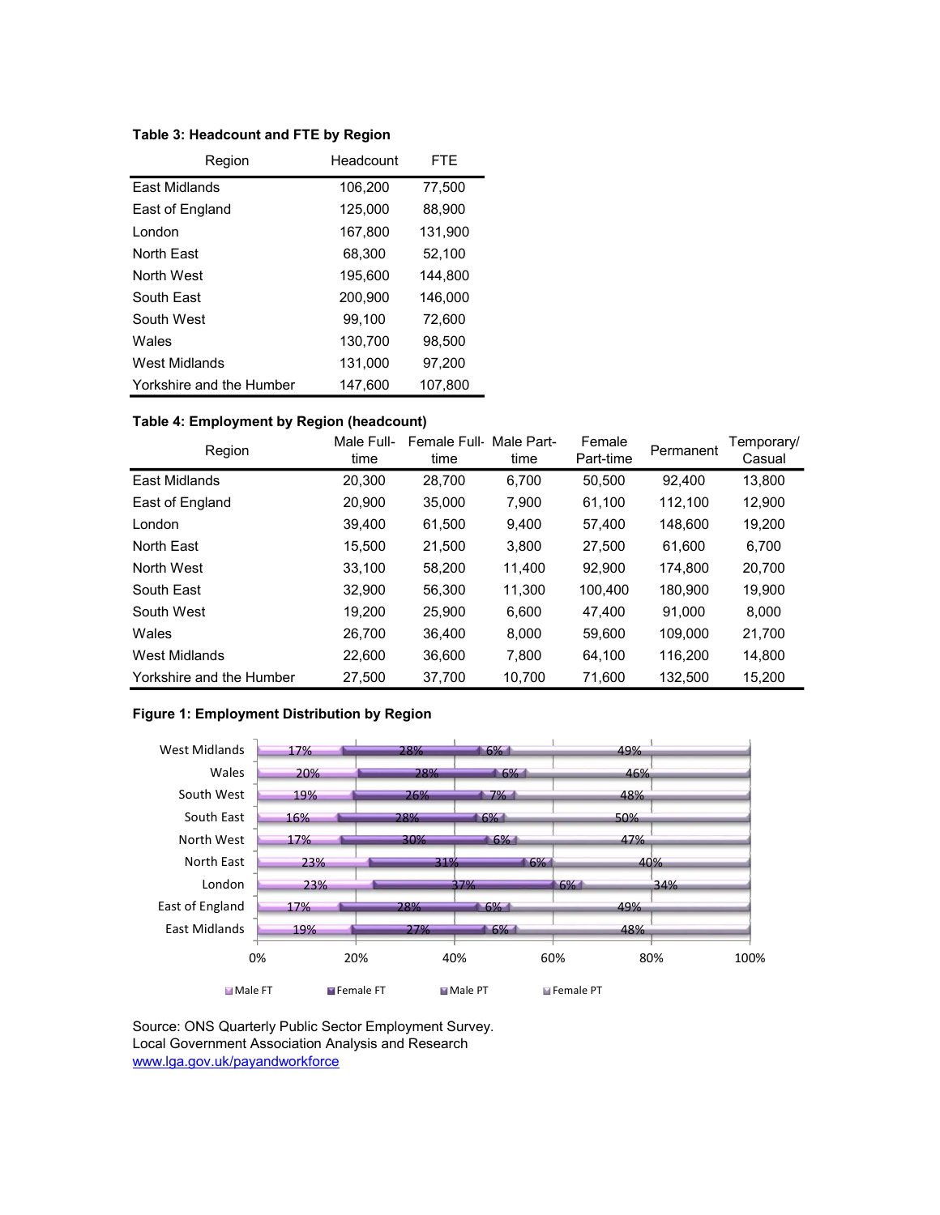**Table 3: Headcount and FTE by Region**

| Region | Headcount | FTE |
|---|---|---|
| East Midlands | 106,200 | 77,500 |
| East of England | 125,000 | 88,900 |
| London | 167,800 | 131,900 |
| North East | 68,300 | 52,100 |
| North West | 195,600 | 144,800 |
| South East | 200,900 | 146,000 |
| South West | 99,100 | 72,600 |
| Wales | 130,700 | 98,500 |
| West Midlands | 131,000 | 97,200 |
| Yorkshire and the Humber | 147,600 | 107,800 |

**Table 4: Employment by Region (headcount)**

| Region | Male Full-time | Female Full-time | Male Part-time | Female Part-time | Permanent | Temporary/ Casual |
|---|---|---|---|---|---|---|
| East Midlands | 20,300 | 28,700 | 6,700 | 50,500 | 92,400 | 13,800 |
| East of England | 20,900 | 35,000 | 7,900 | 61,100 | 112,100 | 12,900 |
| London | 39,400 | 61,500 | 9,400 | 57,400 | 148,600 | 19,200 |
| North East | 15,500 | 21,500 | 3,800 | 27,500 | 61,600 | 6,700 |
| North West | 33,100 | 58,200 | 11,400 | 92,900 | 174,800 | 20,700 |
| South East | 32,900 | 56,300 | 11,300 | 100,400 | 180,900 | 19,900 |
| South West | 19,200 | 25,900 | 6,600 | 47,400 | 91,000 | 8,000 |
| Wales | 26,700 | 36,400 | 8,000 | 59,600 | 109,000 | 21,700 |
| West Midlands | 22,600 | 36,600 | 7,800 | 64,100 | 116,200 | 14,800 |
| Yorkshire and the Humber | 27,500 | 37,700 | 10,700 | 71,600 | 132,500 | 15,200 |

**Figure 1: Employment Distribution by Region**

West Midlands 17% 28% 6% 49%
Wales 20% 28% 6% 46%
South West 19% 26% 7% 48%
South East 16% 28% 6% 50%
North West 17% 30% 6% 47%
North East 23% 31% 6% 40%
London 23% 37% 6% 34%
East of England 17% 28% 6% 49%
East Midlands 19% 27% 6% 48%

0% 20% 40% 60% 80% 100%

Male FT Female FT Male PT Female PT

Source: ONS Quarterly Public Sector Employment Survey.
Local Government Association Analysis and Research
www.lga.gov.uk/payandworkforce